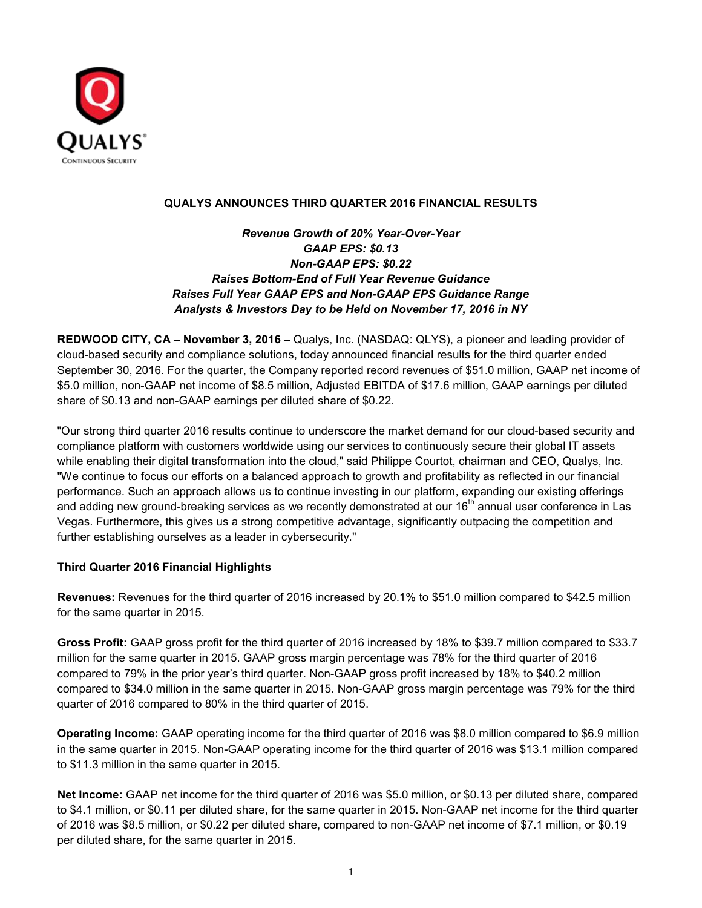**QUALYS ANNOUNCES THIRD QUARTER 2016 FINANCIAL RESULTS**

***Revenue Growth of 20% Year-Over-Year***
***GAAP EPS: $0.13***
***Non-GAAP EPS: $0.22***
***Raises Bottom-End of Full Year Revenue Guidance***
***Raises Full Year GAAP EPS and Non-GAAP EPS Guidance Range***
***Analysts & Investors Day to be Held on November 17, 2016 in NY***

**REDWOOD CITY, CA – November 3, 2016 –** Qualys, Inc. (NASDAQ: QLYS), a pioneer and leading provider of cloud-based security and compliance solutions, today announced financial results for the third quarter ended September 30, 2016. For the quarter, the Company reported record revenues of $51.0 million, GAAP net income of $5.0 million, non-GAAP net income of $8.5 million, Adjusted EBITDA of $17.6 million, GAAP earnings per diluted share of $0.13 and non-GAAP earnings per diluted share of $0.22.

"Our strong third quarter 2016 results continue to underscore the market demand for our cloud-based security and compliance platform with customers worldwide using our services to continuously secure their global IT assets while enabling their digital transformation into the cloud," said Philippe Courtot, chairman and CEO, Qualys, Inc. "We continue to focus our efforts on a balanced approach to growth and profitability as reflected in our financial performance. Such an approach allows us to continue investing in our platform, expanding our existing offerings and adding new ground-breaking services as we recently demonstrated at our 16th annual user conference in Las Vegas. Furthermore, this gives us a strong competitive advantage, significantly outpacing the competition and further establishing ourselves as a leader in cybersecurity."

**Third Quarter 2016 Financial Highlights**

**Revenues:** Revenues for the third quarter of 2016 increased by 20.1% to $51.0 million compared to $42.5 million for the same quarter in 2015.

**Gross Profit:** GAAP gross profit for the third quarter of 2016 increased by 18% to $39.7 million compared to $33.7 million for the same quarter in 2015. GAAP gross margin percentage was 78% for the third quarter of 2016 compared to 79% in the prior year's third quarter. Non-GAAP gross profit increased by 18% to $40.2 million compared to $34.0 million in the same quarter in 2015. Non-GAAP gross margin percentage was 79% for the third quarter of 2016 compared to 80% in the third quarter of 2015.

**Operating Income:** GAAP operating income for the third quarter of 2016 was $8.0 million compared to $6.9 million in the same quarter in 2015. Non-GAAP operating income for the third quarter of 2016 was $13.1 million compared to $11.3 million in the same quarter in 2015.

**Net Income:** GAAP net income for the third quarter of 2016 was $5.0 million, or $0.13 per diluted share, compared to $4.1 million, or $0.11 per diluted share, for the same quarter in 2015. Non-GAAP net income for the third quarter of 2016 was $8.5 million, or $0.22 per diluted share, compared to non-GAAP net income of $7.1 million, or $0.19 per diluted share, for the same quarter in 2015.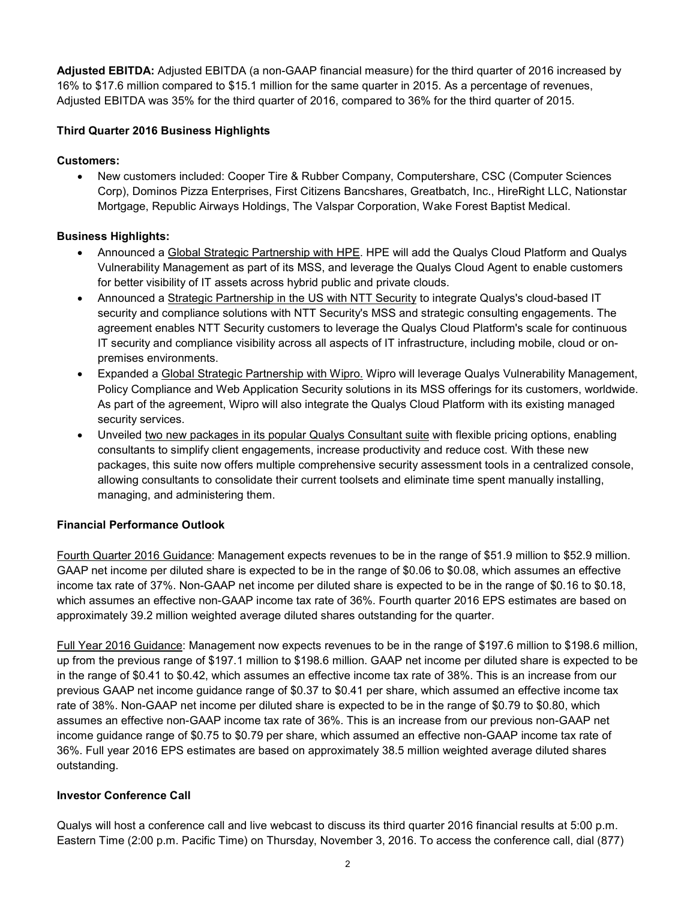**Adjusted EBITDA:** Adjusted EBITDA (a non-GAAP financial measure) for the third quarter of 2016 increased by 16% to $17.6 million compared to $15.1 million for the same quarter in 2015. As a percentage of revenues, Adjusted EBITDA was 35% for the third quarter of 2016, compared to 36% for the third quarter of 2015.

**Third Quarter 2016 Business Highlights**

**Customers:**

- New customers included: Cooper Tire & Rubber Company, Computershare, CSC (Computer Sciences Corp), Dominos Pizza Enterprises, First Citizens Bancshares, Greatbatch, Inc., HireRight LLC, Nationstar Mortgage, Republic Airways Holdings, The Valspar Corporation, Wake Forest Baptist Medical.

**Business Highlights:**

- Announced a Global Strategic Partnership with HPE. HPE will add the Qualys Cloud Platform and Qualys Vulnerability Management as part of its MSS, and leverage the Qualys Cloud Agent to enable customers for better visibility of IT assets across hybrid public and private clouds.
- Announced a Strategic Partnership in the US with NTT Security to integrate Qualys's cloud-based IT security and compliance solutions with NTT Security's MSS and strategic consulting engagements. The agreement enables NTT Security customers to leverage the Qualys Cloud Platform's scale for continuous IT security and compliance visibility across all aspects of IT infrastructure, including mobile, cloud or on-premises environments.
- Expanded a Global Strategic Partnership with Wipro. Wipro will leverage Qualys Vulnerability Management, Policy Compliance and Web Application Security solutions in its MSS offerings for its customers, worldwide. As part of the agreement, Wipro will also integrate the Qualys Cloud Platform with its existing managed security services.
- Unveiled two new packages in its popular Qualys Consultant suite with flexible pricing options, enabling consultants to simplify client engagements, increase productivity and reduce cost. With these new packages, this suite now offers multiple comprehensive security assessment tools in a centralized console, allowing consultants to consolidate their current toolsets and eliminate time spent manually installing, managing, and administering them.

**Financial Performance Outlook**

Fourth Quarter 2016 Guidance: Management expects revenues to be in the range of $51.9 million to $52.9 million. GAAP net income per diluted share is expected to be in the range of $0.06 to $0.08, which assumes an effective income tax rate of 37%. Non-GAAP net income per diluted share is expected to be in the range of $0.16 to $0.18, which assumes an effective non-GAAP income tax rate of 36%. Fourth quarter 2016 EPS estimates are based on approximately 39.2 million weighted average diluted shares outstanding for the quarter.

Full Year 2016 Guidance: Management now expects revenues to be in the range of $197.6 million to $198.6 million, up from the previous range of $197.1 million to $198.6 million. GAAP net income per diluted share is expected to be in the range of $0.41 to $0.42, which assumes an effective income tax rate of 38%. This is an increase from our previous GAAP net income guidance range of $0.37 to $0.41 per share, which assumed an effective income tax rate of 38%. Non-GAAP net income per diluted share is expected to be in the range of $0.79 to $0.80, which assumes an effective non-GAAP income tax rate of 36%. This is an increase from our previous non-GAAP net income guidance range of $0.75 to $0.79 per share, which assumed an effective non-GAAP income tax rate of 36%. Full year 2016 EPS estimates are based on approximately 38.5 million weighted average diluted shares outstanding.

**Investor Conference Call**

Qualys will host a conference call and live webcast to discuss its third quarter 2016 financial results at 5:00 p.m. Eastern Time (2:00 p.m. Pacific Time) on Thursday, November 3, 2016. To access the conference call, dial (877)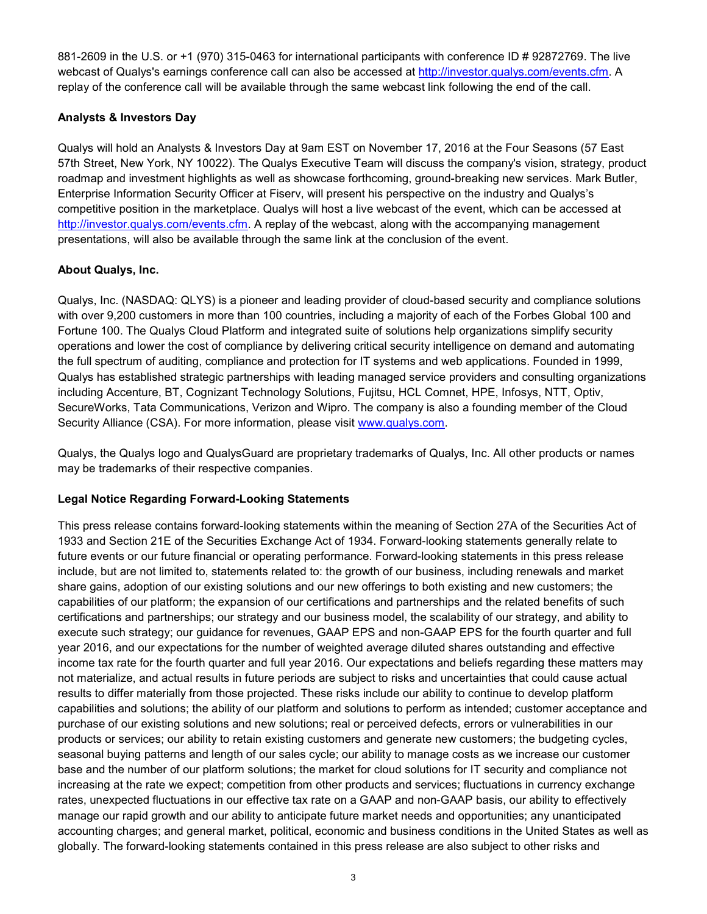881-2609 in the U.S. or +1 (970) 315-0463 for international participants with conference ID # 92872769. The live webcast of Qualys's earnings conference call can also be accessed at http://investor.qualys.com/events.cfm. A replay of the conference call will be available through the same webcast link following the end of the call.

**Analysts & Investors Day**

Qualys will hold an Analysts & Investors Day at 9am EST on November 17, 2016 at the Four Seasons (57 East 57th Street, New York, NY 10022). The Qualys Executive Team will discuss the company's vision, strategy, product roadmap and investment highlights as well as showcase forthcoming, ground-breaking new services. Mark Butler, Enterprise Information Security Officer at Fiserv, will present his perspective on the industry and Qualys's competitive position in the marketplace. Qualys will host a live webcast of the event, which can be accessed at http://investor.qualys.com/events.cfm. A replay of the webcast, along with the accompanying management presentations, will also be available through the same link at the conclusion of the event.

**About Qualys, Inc.**

Qualys, Inc. (NASDAQ: QLYS) is a pioneer and leading provider of cloud-based security and compliance solutions with over 9,200 customers in more than 100 countries, including a majority of each of the Forbes Global 100 and Fortune 100. The Qualys Cloud Platform and integrated suite of solutions help organizations simplify security operations and lower the cost of compliance by delivering critical security intelligence on demand and automating the full spectrum of auditing, compliance and protection for IT systems and web applications. Founded in 1999, Qualys has established strategic partnerships with leading managed service providers and consulting organizations including Accenture, BT, Cognizant Technology Solutions, Fujitsu, HCL Comnet, HPE, Infosys, NTT, Optiv, SecureWorks, Tata Communications, Verizon and Wipro. The company is also a founding member of the Cloud Security Alliance (CSA). For more information, please visit www.qualys.com.

Qualys, the Qualys logo and QualysGuard are proprietary trademarks of Qualys, Inc. All other products or names may be trademarks of their respective companies.

**Legal Notice Regarding Forward-Looking Statements**

This press release contains forward-looking statements within the meaning of Section 27A of the Securities Act of 1933 and Section 21E of the Securities Exchange Act of 1934. Forward-looking statements generally relate to future events or our future financial or operating performance. Forward-looking statements in this press release include, but are not limited to, statements related to: the growth of our business, including renewals and market share gains, adoption of our existing solutions and our new offerings to both existing and new customers; the capabilities of our platform; the expansion of our certifications and partnerships and the related benefits of such certifications and partnerships; our strategy and our business model, the scalability of our strategy, and ability to execute such strategy; our guidance for revenues, GAAP EPS and non-GAAP EPS for the fourth quarter and full year 2016, and our expectations for the number of weighted average diluted shares outstanding and effective income tax rate for the fourth quarter and full year 2016. Our expectations and beliefs regarding these matters may not materialize, and actual results in future periods are subject to risks and uncertainties that could cause actual results to differ materially from those projected. These risks include our ability to continue to develop platform capabilities and solutions; the ability of our platform and solutions to perform as intended; customer acceptance and purchase of our existing solutions and new solutions; real or perceived defects, errors or vulnerabilities in our products or services; our ability to retain existing customers and generate new customers; the budgeting cycles, seasonal buying patterns and length of our sales cycle; our ability to manage costs as we increase our customer base and the number of our platform solutions; the market for cloud solutions for IT security and compliance not increasing at the rate we expect; competition from other products and services; fluctuations in currency exchange rates, unexpected fluctuations in our effective tax rate on a GAAP and non-GAAP basis, our ability to effectively manage our rapid growth and our ability to anticipate future market needs and opportunities; any unanticipated accounting charges; and general market, political, economic and business conditions in the United States as well as globally. The forward-looking statements contained in this press release are also subject to other risks and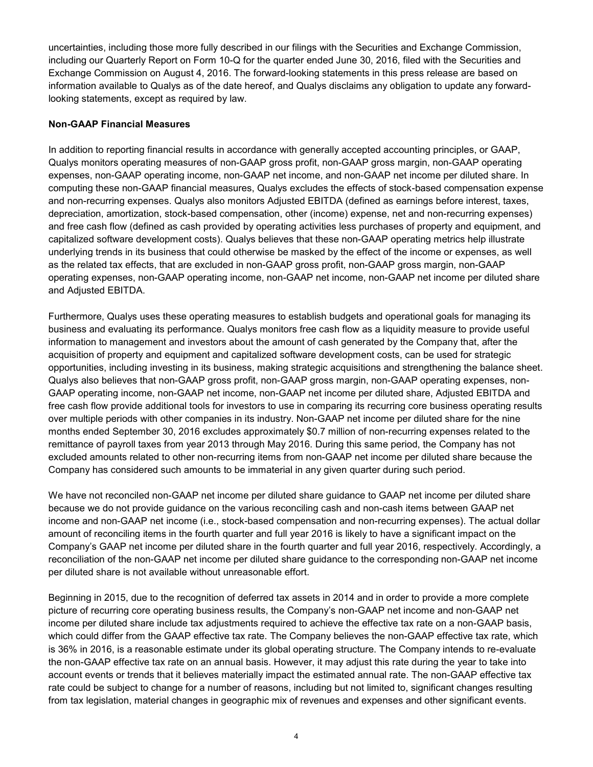uncertainties, including those more fully described in our filings with the Securities and Exchange Commission, including our Quarterly Report on Form 10-Q for the quarter ended June 30, 2016, filed with the Securities and Exchange Commission on August 4, 2016. The forward-looking statements in this press release are based on information available to Qualys as of the date hereof, and Qualys disclaims any obligation to update any forward-looking statements, except as required by law.

**Non-GAAP Financial Measures**

In addition to reporting financial results in accordance with generally accepted accounting principles, or GAAP, Qualys monitors operating measures of non-GAAP gross profit, non-GAAP gross margin, non-GAAP operating expenses, non-GAAP operating income, non-GAAP net income, and non-GAAP net income per diluted share. In computing these non-GAAP financial measures, Qualys excludes the effects of stock-based compensation expense and non-recurring expenses. Qualys also monitors Adjusted EBITDA (defined as earnings before interest, taxes, depreciation, amortization, stock-based compensation, other (income) expense, net and non-recurring expenses) and free cash flow (defined as cash provided by operating activities less purchases of property and equipment, and capitalized software development costs). Qualys believes that these non-GAAP operating metrics help illustrate underlying trends in its business that could otherwise be masked by the effect of the income or expenses, as well as the related tax effects, that are excluded in non-GAAP gross profit, non-GAAP gross margin, non-GAAP operating expenses, non-GAAP operating income, non-GAAP net income, non-GAAP net income per diluted share and Adjusted EBITDA.

Furthermore, Qualys uses these operating measures to establish budgets and operational goals for managing its business and evaluating its performance. Qualys monitors free cash flow as a liquidity measure to provide useful information to management and investors about the amount of cash generated by the Company that, after the acquisition of property and equipment and capitalized software development costs, can be used for strategic opportunities, including investing in its business, making strategic acquisitions and strengthening the balance sheet. Qualys also believes that non-GAAP gross profit, non-GAAP gross margin, non-GAAP operating expenses, non-GAAP operating income, non-GAAP net income, non-GAAP net income per diluted share, Adjusted EBITDA and free cash flow provide additional tools for investors to use in comparing its recurring core business operating results over multiple periods with other companies in its industry. Non-GAAP net income per diluted share for the nine months ended September 30, 2016 excludes approximately $0.7 million of non-recurring expenses related to the remittance of payroll taxes from year 2013 through May 2016. During this same period, the Company has not excluded amounts related to other non-recurring items from non-GAAP net income per diluted share because the Company has considered such amounts to be immaterial in any given quarter during such period.

We have not reconciled non-GAAP net income per diluted share guidance to GAAP net income per diluted share because we do not provide guidance on the various reconciling cash and non-cash items between GAAP net income and non-GAAP net income (i.e., stock-based compensation and non-recurring expenses). The actual dollar amount of reconciling items in the fourth quarter and full year 2016 is likely to have a significant impact on the Company's GAAP net income per diluted share in the fourth quarter and full year 2016, respectively. Accordingly, a reconciliation of the non-GAAP net income per diluted share guidance to the corresponding non-GAAP net income per diluted share is not available without unreasonable effort.

Beginning in 2015, due to the recognition of deferred tax assets in 2014 and in order to provide a more complete picture of recurring core operating business results, the Company's non-GAAP net income and non-GAAP net income per diluted share include tax adjustments required to achieve the effective tax rate on a non-GAAP basis, which could differ from the GAAP effective tax rate. The Company believes the non-GAAP effective tax rate, which is 36% in 2016, is a reasonable estimate under its global operating structure. The Company intends to re-evaluate the non-GAAP effective tax rate on an annual basis. However, it may adjust this rate during the year to take into account events or trends that it believes materially impact the estimated annual rate. The non-GAAP effective tax rate could be subject to change for a number of reasons, including but not limited to, significant changes resulting from tax legislation, material changes in geographic mix of revenues and expenses and other significant events.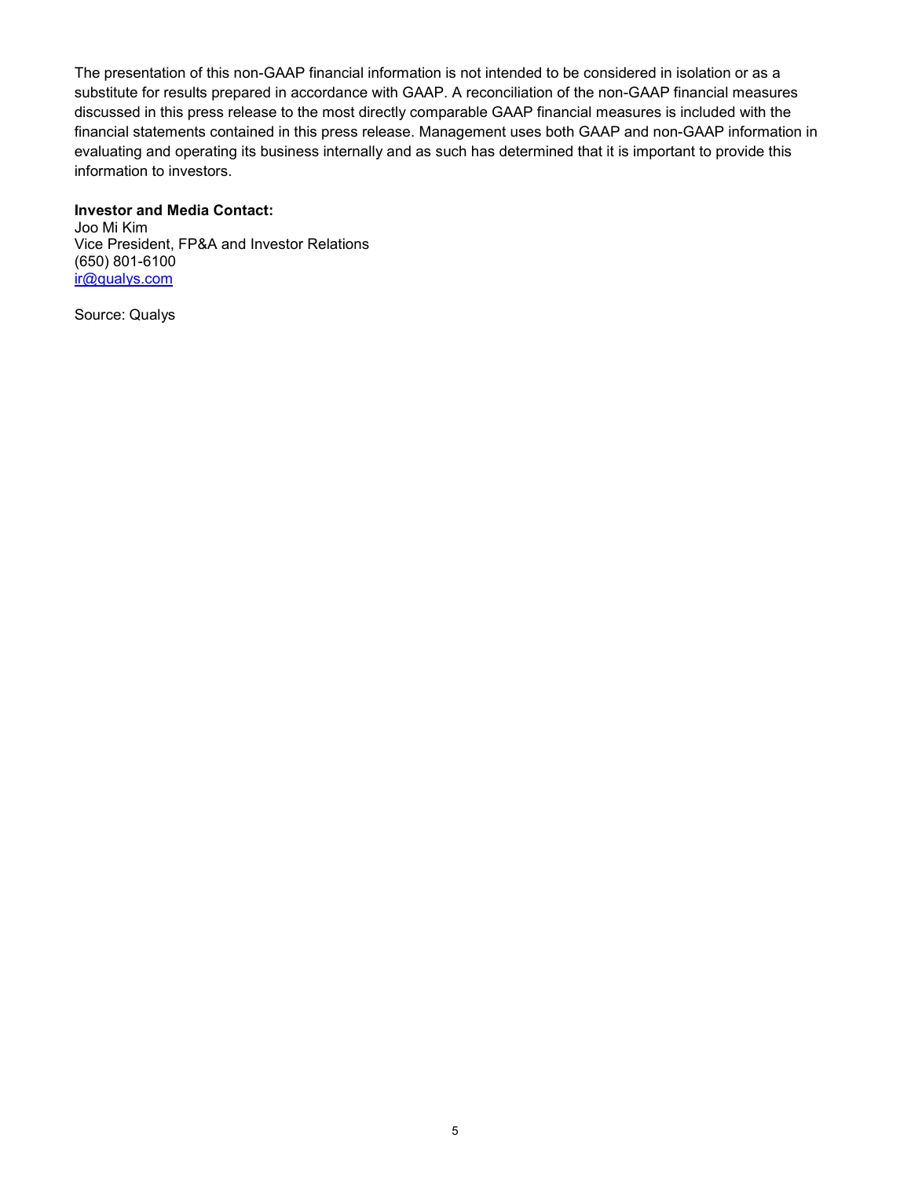The presentation of this non-GAAP financial information is not intended to be considered in isolation or as a substitute for results prepared in accordance with GAAP. A reconciliation of the non-GAAP financial measures discussed in this press release to the most directly comparable GAAP financial measures is included with the financial statements contained in this press release. Management uses both GAAP and non-GAAP information in evaluating and operating its business internally and as such has determined that it is important to provide this information to investors.

**Investor and Media Contact:**
Joo Mi Kim
Vice President, FP&A and Investor Relations
(650) 801-6100
ir@qualys.com

Source: Qualys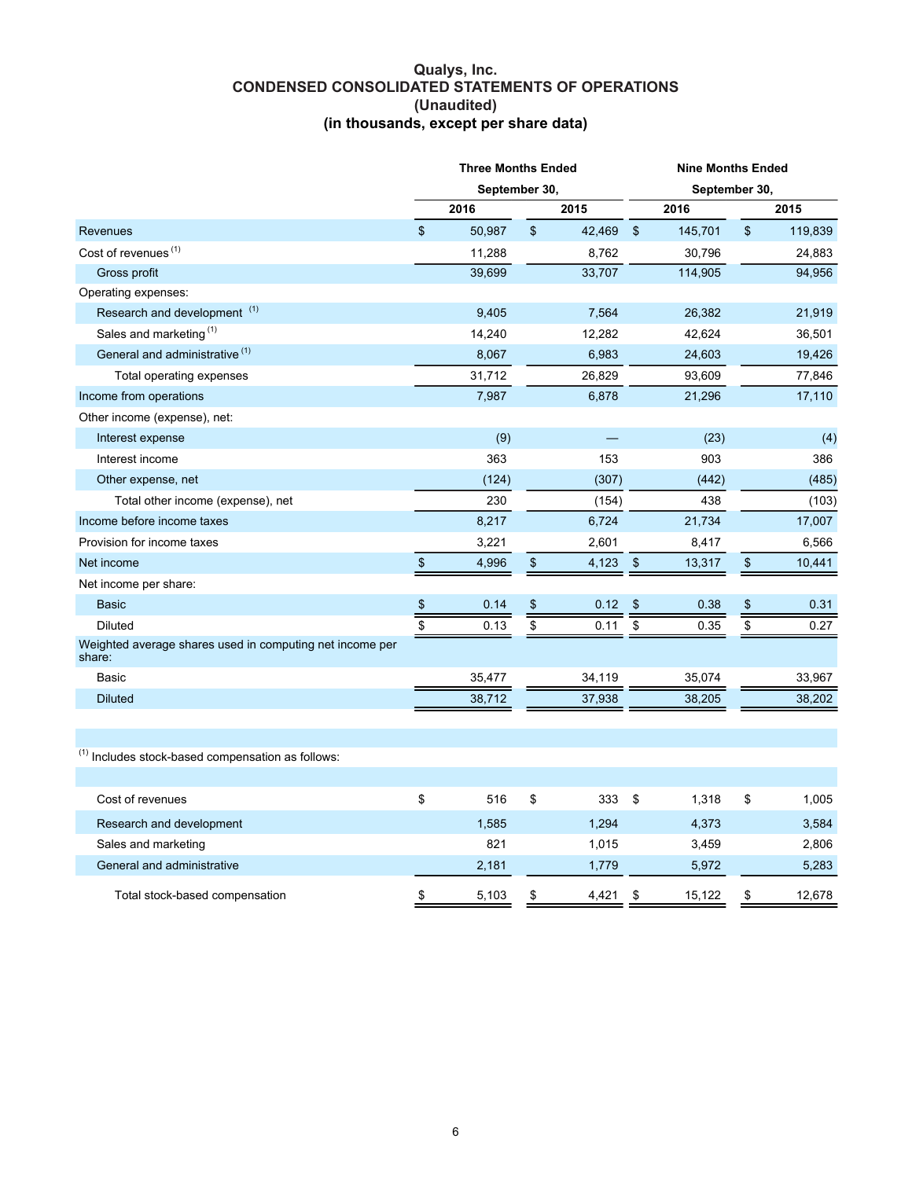# Qualys, Inc.
## CONDENSED CONSOLIDATED STATEMENTS OF OPERATIONS
### (Unaudited)
### (in thousands, except per share data)

| | Three Months Ended September 30, | | Nine Months Ended September 30, | |
|---|---|---|---|---|
| | 2016 | 2015 | 2016 | 2015 |
| Revenues | $ 50,987 | $ 42,469 | $ 145,701 | $ 119,839 |
| Cost of revenues [1] | 11,288 | 8,762 | 30,796 | 24,883 |
| Gross profit | 39,699 | 33,707 | 114,905 | 94,956 |
| Operating expenses: | | | | |
| Research and development [1] | 9,405 | 7,564 | 26,382 | 21,919 |
| Sales and marketing [1] | 14,240 | 12,282 | 42,624 | 36,501 |
| General and administrative [1] | 8,067 | 6,983 | 24,603 | 19,426 |
| Total operating expenses | 31,712 | 26,829 | 93,609 | 77,846 |
| Income from operations | 7,987 | 6,878 | 21,296 | 17,110 |
| Other income (expense), net: | | | | |
| Interest expense | (9) | — | (23) | (4) |
| Interest income | 363 | 153 | 903 | 386 |
| Other expense, net | (124) | (307) | (442) | (485) |
| Total other income (expense), net | 230 | (154) | 438 | (103) |
| Income before income taxes | 8,217 | 6,724 | 21,734 | 17,007 |
| Provision for income taxes | 3,221 | 2,601 | 8,417 | 6,566 |
| Net income | $ 4,996 | $ 4,123 | $ 13,317 | $ 10,441 |
| Net income per share: | | | | |
| Basic | $ 0.14 | $ 0.12 | $ 0.38 | $ 0.31 |
| Diluted | $ 0.13 | $ 0.11 | $ 0.35 | $ 0.27 |
| Weighted average shares used in computing net income per share: | | | | |
| Basic | 35,477 | 34,119 | 35,074 | 33,967 |
| Diluted | 38,712 | 37,938 | 38,205 | 38,202 |

[1] Includes stock-based compensation as follows:

| | Three Months Ended September 30, 2016 | Three Months Ended September 30, 2015 | Nine Months Ended September 30, 2016 | Nine Months Ended September 30, 2015 |
|---|---|---|---|---|
| Cost of revenues | $ 516 | $ 333 | $ 1,318 | $ 1,005 |
| Research and development | 1,585 | 1,294 | 4,373 | 3,584 |
| Sales and marketing | 821 | 1,015 | 3,459 | 2,806 |
| General and administrative | 2,181 | 1,779 | 5,972 | 5,283 |
| Total stock-based compensation | $ 5,103 | $ 4,421 | $ 15,122 | $ 12,678 |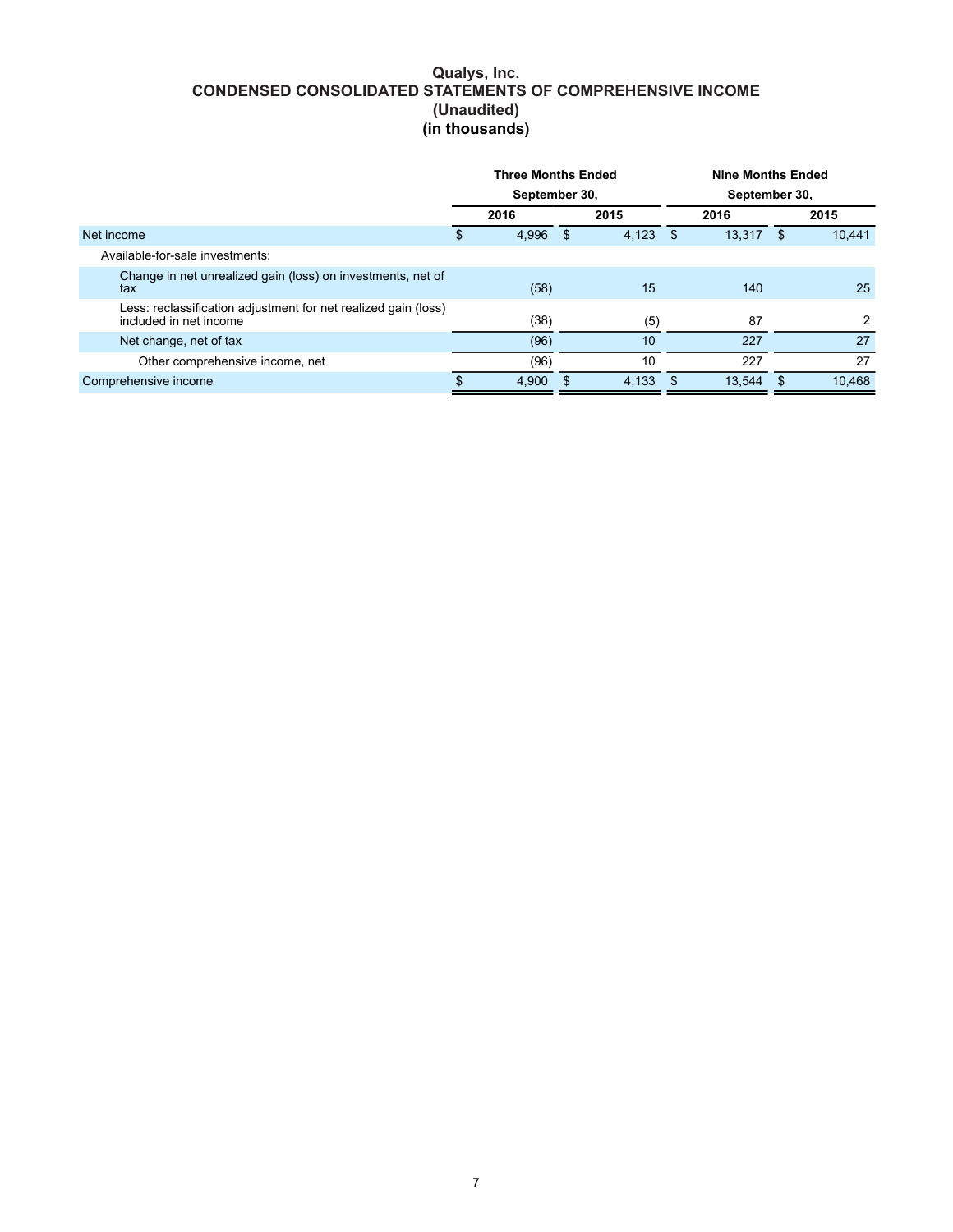**Qualys, Inc.**
**CONDENSED CONSOLIDATED STATEMENTS OF COMPREHENSIVE INCOME**
**(Unaudited)**
**(in thousands)**

| | Three Months Ended September 30, | | Nine Months Ended September 30, | |
|---|---|---|---|---|
| | 2016 | 2015 | 2016 | 2015 |
| Net income | $ 4,996 | $ 4,123 | $ 13,317 | $ 10,441 |
| Available-for-sale investments: | | | | |
| Change in net unrealized gain (loss) on investments, net of tax | (58) | 15 | 140 | 25 |
| Less: reclassification adjustment for net realized gain (loss) included in net income | (38) | (5) | 87 | 2 |
| Net change, net of tax | (96) | 10 | 227 | 27 |
| Other comprehensive income, net | (96) | 10 | 227 | 27 |
| Comprehensive income | $ 4,900 | $ 4,133 | $ 13,544 | $ 10,468 |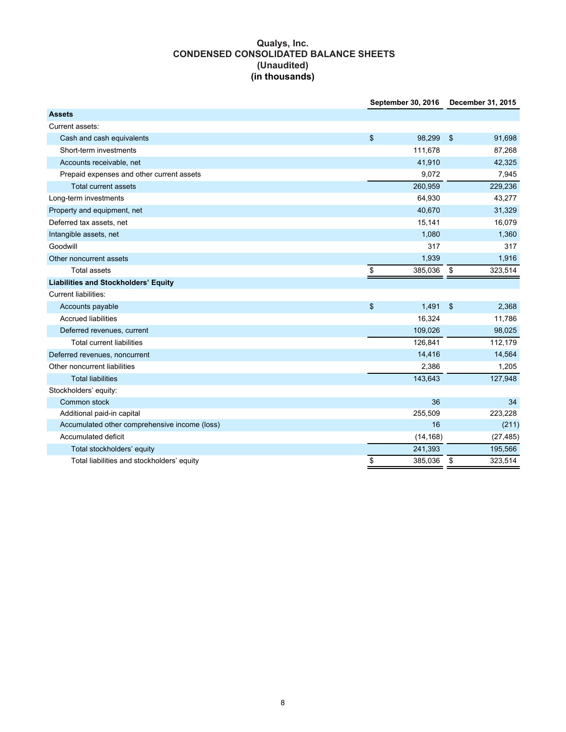# Qualys, Inc.
# CONDENSED CONSOLIDATED BALANCE SHEETS
# (Unaudited)
# (in thousands)

| | September 30, 2016 | December 31, 2015 |
|---|---|---|
| **Assets** | | |
| Current assets: | | |
| Cash and cash equivalents | $ 98,299 | $ 91,698 |
| Short-term investments | 111,678 | 87,268 |
| Accounts receivable, net | 41,910 | 42,325 |
| Prepaid expenses and other current assets | 9,072 | 7,945 |
| Total current assets | 260,959 | 229,236 |
| Long-term investments | 64,930 | 43,277 |
| Property and equipment, net | 40,670 | 31,329 |
| Deferred tax assets, net | 15,141 | 16,079 |
| Intangible assets, net | 1,080 | 1,360 |
| Goodwill | 317 | 317 |
| Other noncurrent assets | 1,939 | 1,916 |
| Total assets | $ 385,036 | $ 323,514 |
| **Liabilities and Stockholders' Equity** | | |
| Current liabilities: | | |
| Accounts payable | $ 1,491 | $ 2,368 |
| Accrued liabilities | 16,324 | 11,786 |
| Deferred revenues, current | 109,026 | 98,025 |
| Total current liabilities | 126,841 | 112,179 |
| Deferred revenues, noncurrent | 14,416 | 14,564 |
| Other noncurrent liabilities | 2,386 | 1,205 |
| Total liabilities | 143,643 | 127,948 |
| Stockholders' equity: | | |
| Common stock | 36 | 34 |
| Additional paid-in capital | 255,509 | 223,228 |
| Accumulated other comprehensive income (loss) | 16 | (211) |
| Accumulated deficit | (14,168) | (27,485) |
| Total stockholders' equity | 241,393 | 195,566 |
| Total liabilities and stockholders' equity | $ 385,036 | $ 323,514 |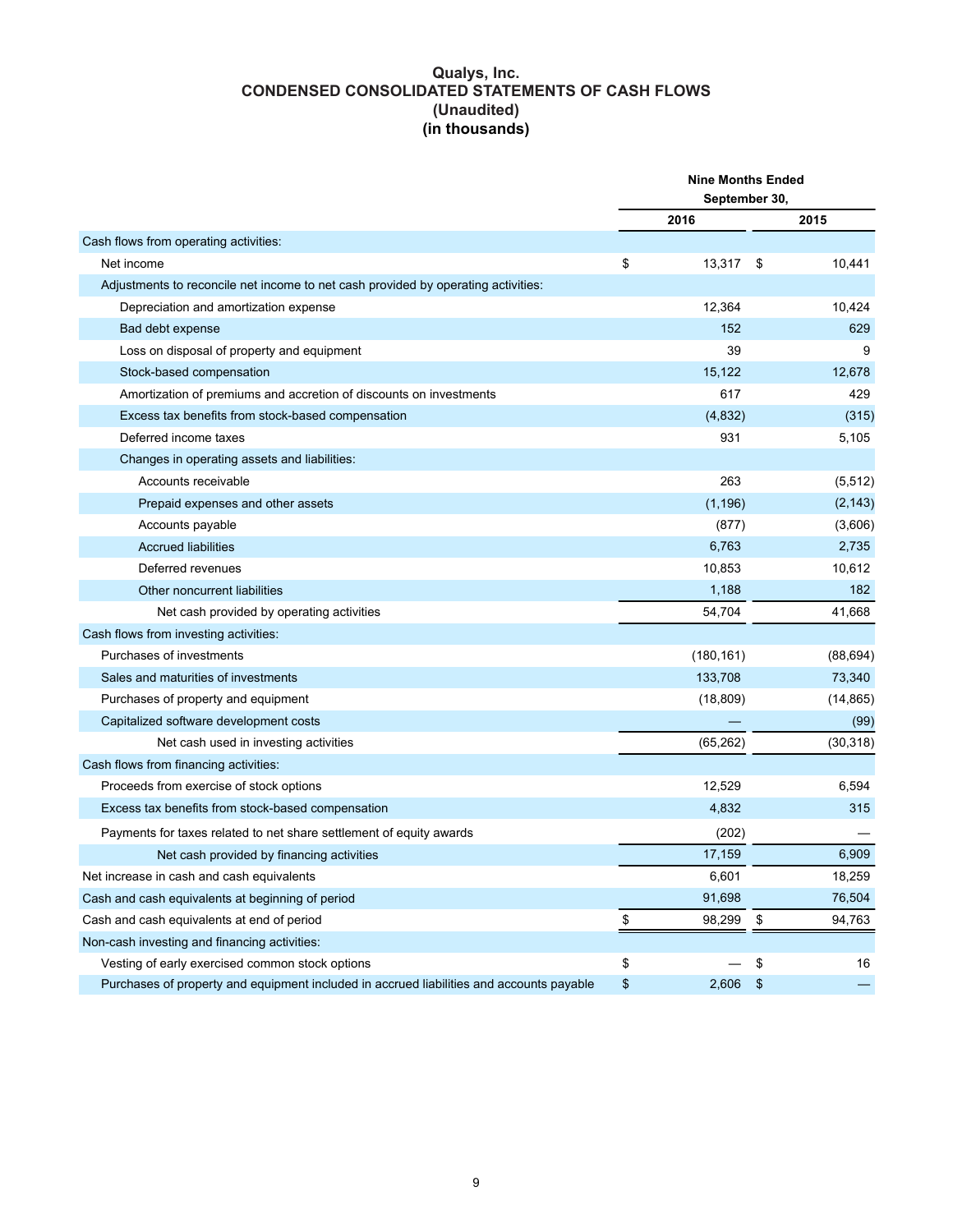# Qualys, Inc.
## CONDENSED CONSOLIDATED STATEMENTS OF CASH FLOWS
### (Unaudited)
### (in thousands)

| | Nine Months Ended September 30, | |
|---|---|---|
| | 2016 | 2015 |
| Cash flows from operating activities: | | |
| Net income | $ 13,317 | $ 10,441 |
| Adjustments to reconcile net income to net cash provided by operating activities: | | |
| Depreciation and amortization expense | 12,364 | 10,424 |
| Bad debt expense | 152 | 629 |
| Loss on disposal of property and equipment | 39 | 9 |
| Stock-based compensation | 15,122 | 12,678 |
| Amortization of premiums and accretion of discounts on investments | 617 | 429 |
| Excess tax benefits from stock-based compensation | (4,832) | (315) |
| Deferred income taxes | 931 | 5,105 |
| Changes in operating assets and liabilities: | | |
| Accounts receivable | 263 | (5,512) |
| Prepaid expenses and other assets | (1,196) | (2,143) |
| Accounts payable | (877) | (3,606) |
| Accrued liabilities | 6,763 | 2,735 |
| Deferred revenues | 10,853 | 10,612 |
| Other noncurrent liabilities | 1,188 | 182 |
| Net cash provided by operating activities | 54,704 | 41,668 |
| Cash flows from investing activities: | | |
| Purchases of investments | (180,161) | (88,694) |
| Sales and maturities of investments | 133,708 | 73,340 |
| Purchases of property and equipment | (18,809) | (14,865) |
| Capitalized software development costs | — | (99) |
| Net cash used in investing activities | (65,262) | (30,318) |
| Cash flows from financing activities: | | |
| Proceeds from exercise of stock options | 12,529 | 6,594 |
| Excess tax benefits from stock-based compensation | 4,832 | 315 |
| Payments for taxes related to net share settlement of equity awards | (202) | — |
| Net cash provided by financing activities | 17,159 | 6,909 |
| Net increase in cash and cash equivalents | 6,601 | 18,259 |
| Cash and cash equivalents at beginning of period | 91,698 | 76,504 |
| Cash and cash equivalents at end of period | $ 98,299 | $ 94,763 |
| Non-cash investing and financing activities: | | |
| Vesting of early exercised common stock options | $ — | $ 16 |
| Purchases of property and equipment included in accrued liabilities and accounts payable | $ 2,606 | $ — |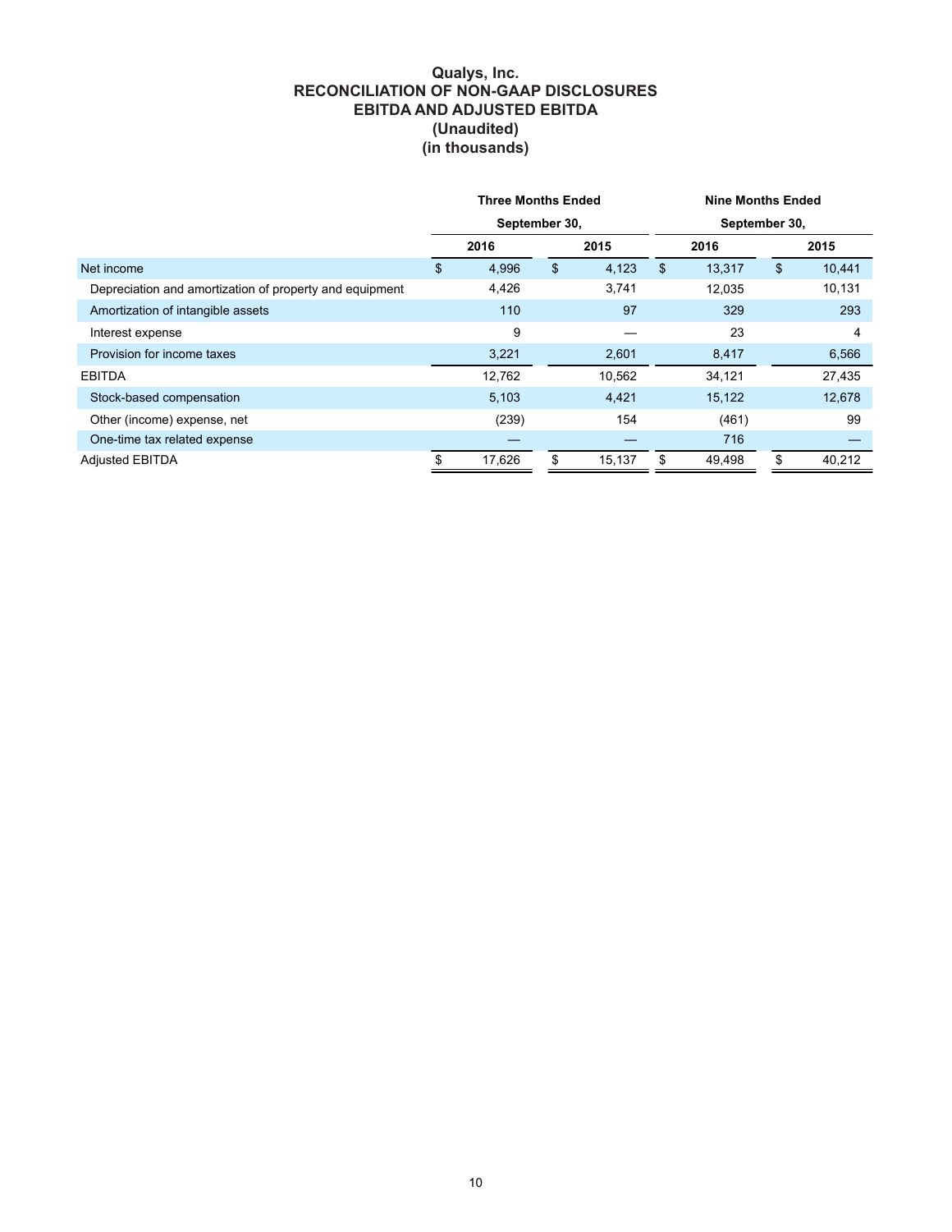# Qualys, Inc.
## RECONCILIATION OF NON-GAAP DISCLOSURES
## EBITDA AND ADJUSTED EBITDA
## (Unaudited)
## (in thousands)

| | Three Months Ended September 30, | | Nine Months Ended September 30, | |
|---|---|---|---|---|
| | 2016 | 2015 | 2016 | 2015 |
| Net income | $ 4,996 | $ 4,123 | $ 13,317 | $ 10,441 |
| Depreciation and amortization of property and equipment | 4,426 | 3,741 | 12,035 | 10,131 |
| Amortization of intangible assets | 110 | 97 | 329 | 293 |
| Interest expense | 9 | — | 23 | 4 |
| Provision for income taxes | 3,221 | 2,601 | 8,417 | 6,566 |
| EBITDA | 12,762 | 10,562 | 34,121 | 27,435 |
| Stock-based compensation | 5,103 | 4,421 | 15,122 | 12,678 |
| Other (income) expense, net | (239) | 154 | (461) | 99 |
| One-time tax related expense | — | — | 716 | — |
| Adjusted EBITDA | $ 17,626 | $ 15,137 | $ 49,498 | $ 40,212 |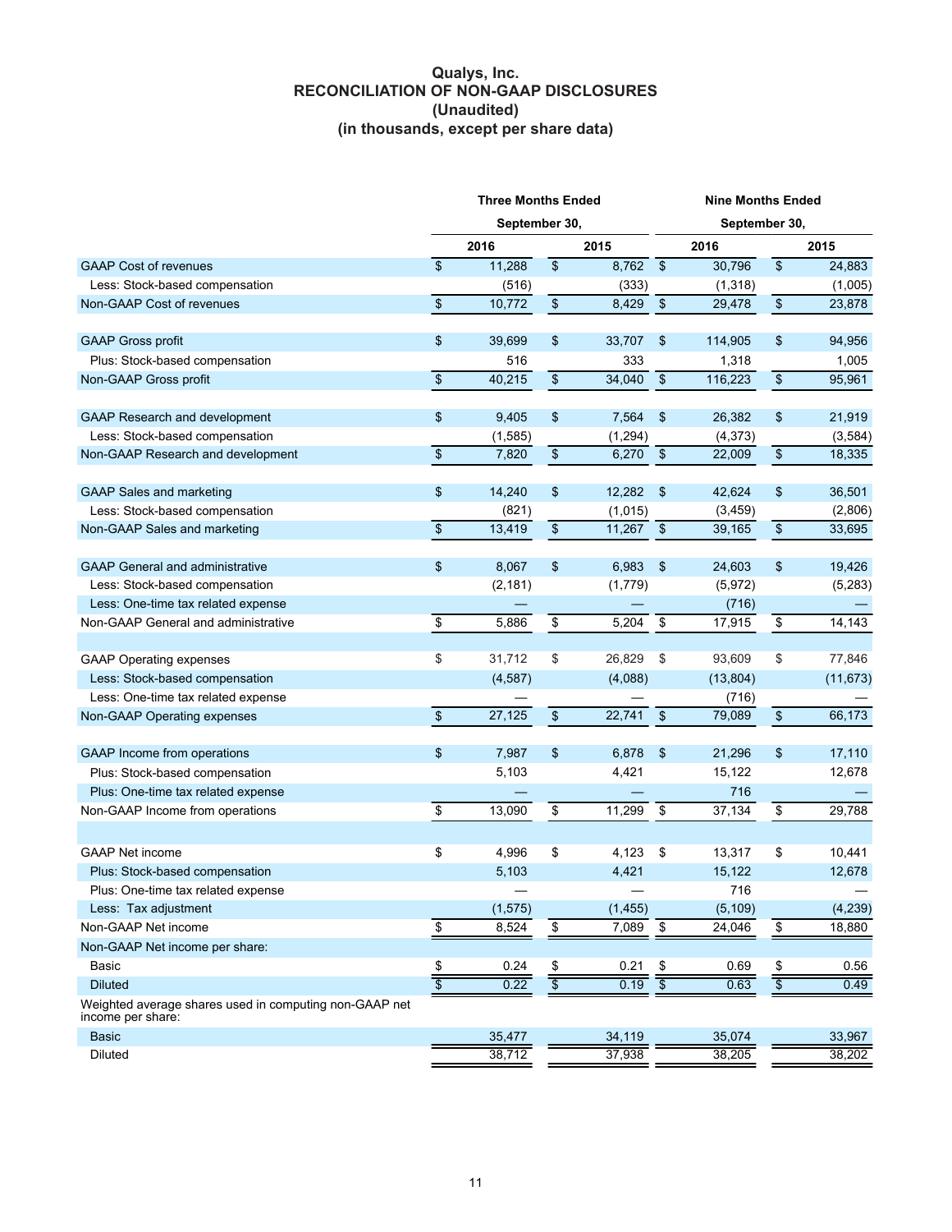**Qualys, Inc.**
**RECONCILIATION OF NON-GAAP DISCLOSURES**
**(Unaudited)**
**(in thousands, except per share data)**

| | Three Months Ended September 30, | | Nine Months Ended September 30, | |
|---|---|---|---|---|
| | 2016 | 2015 | 2016 | 2015 |
| GAAP Cost of revenues | $ 11,288 | $ 8,762 | $ 30,796 | $ 24,883 |
| Less: Stock-based compensation | (516) | (333) | (1,318) | (1,005) |
| Non-GAAP Cost of revenues | $ 10,772 | $ 8,429 | $ 29,478 | $ 23,878 |
| | | | | |
| GAAP Gross profit | $ 39,699 | $ 33,707 | $ 114,905 | $ 94,956 |
| Plus: Stock-based compensation | 516 | 333 | 1,318 | 1,005 |
| Non-GAAP Gross profit | $ 40,215 | $ 34,040 | $ 116,223 | $ 95,961 |
| | | | | |
| GAAP Research and development | $ 9,405 | $ 7,564 | $ 26,382 | $ 21,919 |
| Less: Stock-based compensation | (1,585) | (1,294) | (4,373) | (3,584) |
| Non-GAAP Research and development | $ 7,820 | $ 6,270 | $ 22,009 | $ 18,335 |
| | | | | |
| GAAP Sales and marketing | $ 14,240 | $ 12,282 | $ 42,624 | $ 36,501 |
| Less: Stock-based compensation | (821) | (1,015) | (3,459) | (2,806) |
| Non-GAAP Sales and marketing | $ 13,419 | $ 11,267 | $ 39,165 | $ 33,695 |
| | | | | |
| GAAP General and administrative | $ 8,067 | $ 6,983 | $ 24,603 | $ 19,426 |
| Less: Stock-based compensation | (2,181) | (1,779) | (5,972) | (5,283) |
| Less: One-time tax related expense | — | — | (716) | — |
| Non-GAAP General and administrative | $ 5,886 | $ 5,204 | $ 17,915 | $ 14,143 |
| | | | | |
| GAAP Operating expenses | $ 31,712 | $ 26,829 | $ 93,609 | $ 77,846 |
| Less: Stock-based compensation | (4,587) | (4,088) | (13,804) | (11,673) |
| Less: One-time tax related expense | — | — | (716) | — |
| Non-GAAP Operating expenses | $ 27,125 | $ 22,741 | $ 79,089 | $ 66,173 |
| | | | | |
| GAAP Income from operations | $ 7,987 | $ 6,878 | $ 21,296 | $ 17,110 |
| Plus: Stock-based compensation | 5,103 | 4,421 | 15,122 | 12,678 |
| Plus: One-time tax related expense | — | — | 716 | — |
| Non-GAAP Income from operations | $ 13,090 | $ 11,299 | $ 37,134 | $ 29,788 |
| | | | | |
| GAAP Net income | $ 4,996 | $ 4,123 | $ 13,317 | $ 10,441 |
| Plus: Stock-based compensation | 5,103 | 4,421 | 15,122 | 12,678 |
| Plus: One-time tax related expense | — | — | 716 | — |
| Less: Tax adjustment | (1,575) | (1,455) | (5,109) | (4,239) |
| Non-GAAP Net income | $ 8,524 | $ 7,089 | $ 24,046 | $ 18,880 |
| Non-GAAP Net income per share: | | | | |
| Basic | $ 0.24 | $ 0.21 | $ 0.69 | $ 0.56 |
| Diluted | $ 0.22 | $ 0.19 | $ 0.63 | $ 0.49 |
| Weighted average shares used in computing non-GAAP net income per share: | | | | |
| Basic | 35,477 | 34,119 | 35,074 | 33,967 |
| Diluted | 38,712 | 37,938 | 38,205 | 38,202 |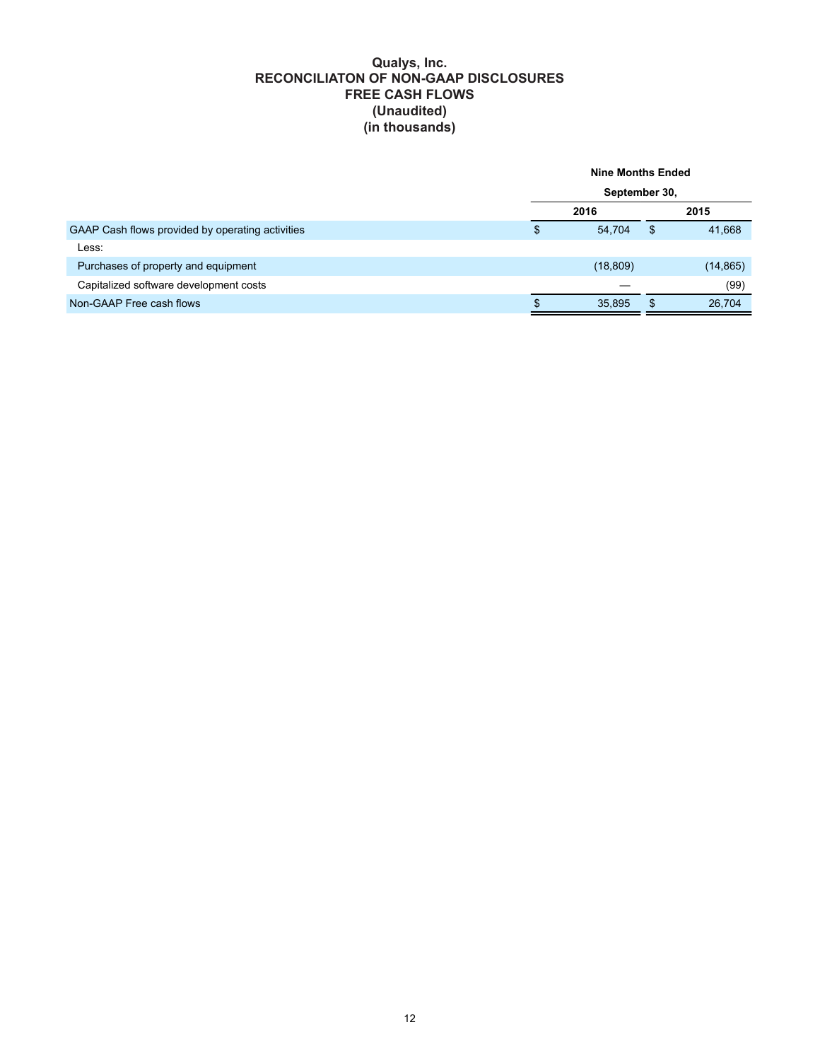# Qualys, Inc.
# RECONCILIATON OF NON-GAAP DISCLOSURES
# FREE CASH FLOWS
# (Unaudited)
# (in thousands)

| | Nine Months Ended September 30, | |
|---|---|---|
| | 2016 | 2015 |
| GAAP Cash flows provided by operating activities | $ 54,704 | $ 41,668 |
| Less: | | |
| Purchases of property and equipment | (18,809) | (14,865) |
| Capitalized software development costs | — | (99) |
| Non-GAAP Free cash flows | $ 35,895 | $ 26,704 |